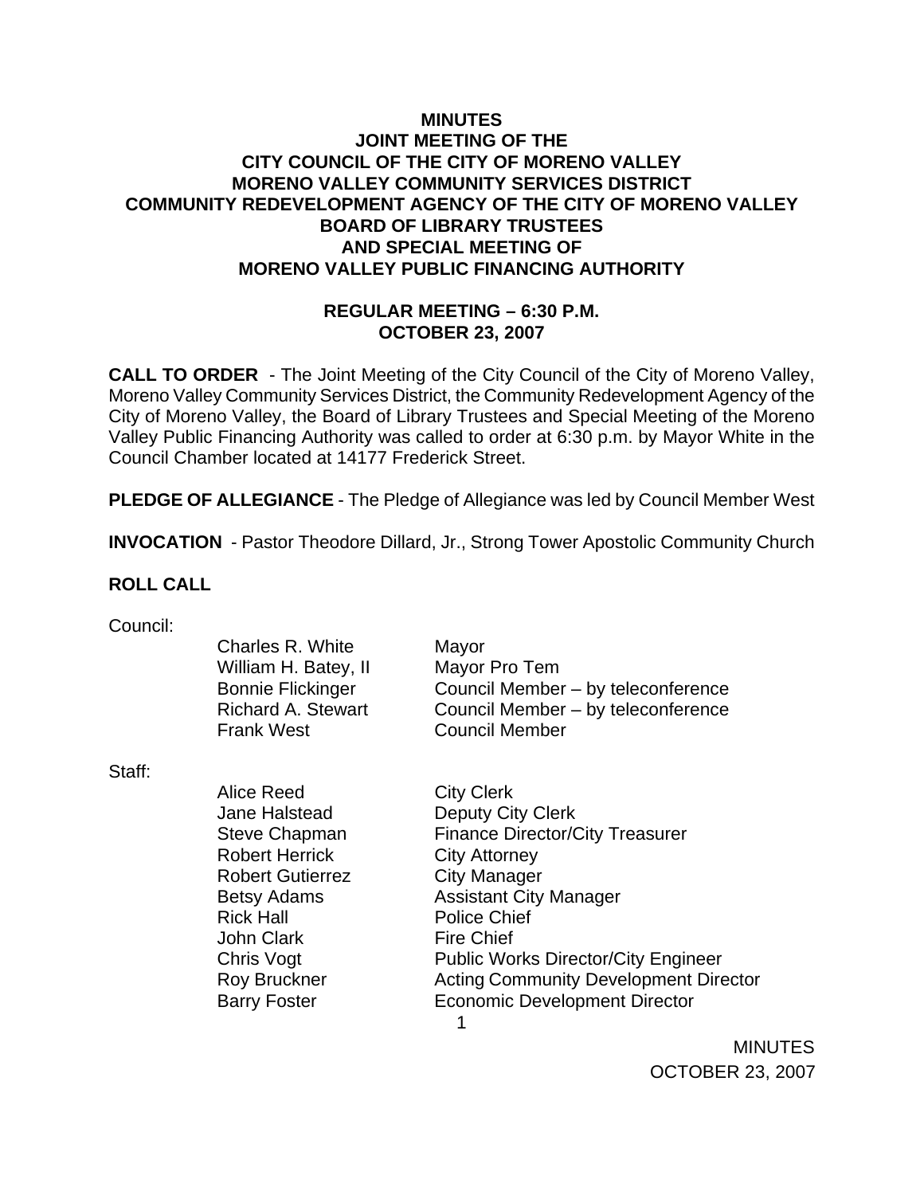**MINUTES**
**JOINT MEETING OF THE**
**CITY COUNCIL OF THE CITY OF MORENO VALLEY**
**MORENO VALLEY COMMUNITY SERVICES DISTRICT**
**COMMUNITY REDEVELOPMENT AGENCY OF THE CITY OF MORENO VALLEY**
**BOARD OF LIBRARY TRUSTEES**
**AND SPECIAL MEETING OF**
**MORENO VALLEY PUBLIC FINANCING AUTHORITY**

**REGULAR MEETING – 6:30 P.M.**
**OCTOBER 23, 2007**

**CALL TO ORDER** - The Joint Meeting of the City Council of the City of Moreno Valley, Moreno Valley Community Services District, the Community Redevelopment Agency of the City of Moreno Valley, the Board of Library Trustees and Special Meeting of the Moreno Valley Public Financing Authority was called to order at 6:30 p.m. by Mayor White in the Council Chamber located at 14177 Frederick Street.

**PLEDGE OF ALLEGIANCE** - The Pledge of Allegiance was led by Council Member West

**INVOCATION** - Pastor Theodore Dillard, Jr., Strong Tower Apostolic Community Church

**ROLL CALL**

Council:

| | |
|---|---|
| Charles R. White | Mayor |
| William H. Batey, II | Mayor Pro Tem |
| Bonnie Flickinger | Council Member – by teleconference |
| Richard A. Stewart | Council Member – by teleconference |
| Frank West | Council Member |

Staff:

| | |
|---|---|
| Alice Reed | City Clerk |
| Jane Halstead | Deputy City Clerk |
| Steve Chapman | Finance Director/City Treasurer |
| Robert Herrick | City Attorney |
| Robert Gutierrez | City Manager |
| Betsy Adams | Assistant City Manager |
| Rick Hall | Police Chief |
| John Clark | Fire Chief |
| Chris Vogt | Public Works Director/City Engineer |
| Roy Bruckner | Acting Community Development Director |
| Barry Foster | Economic Development Director |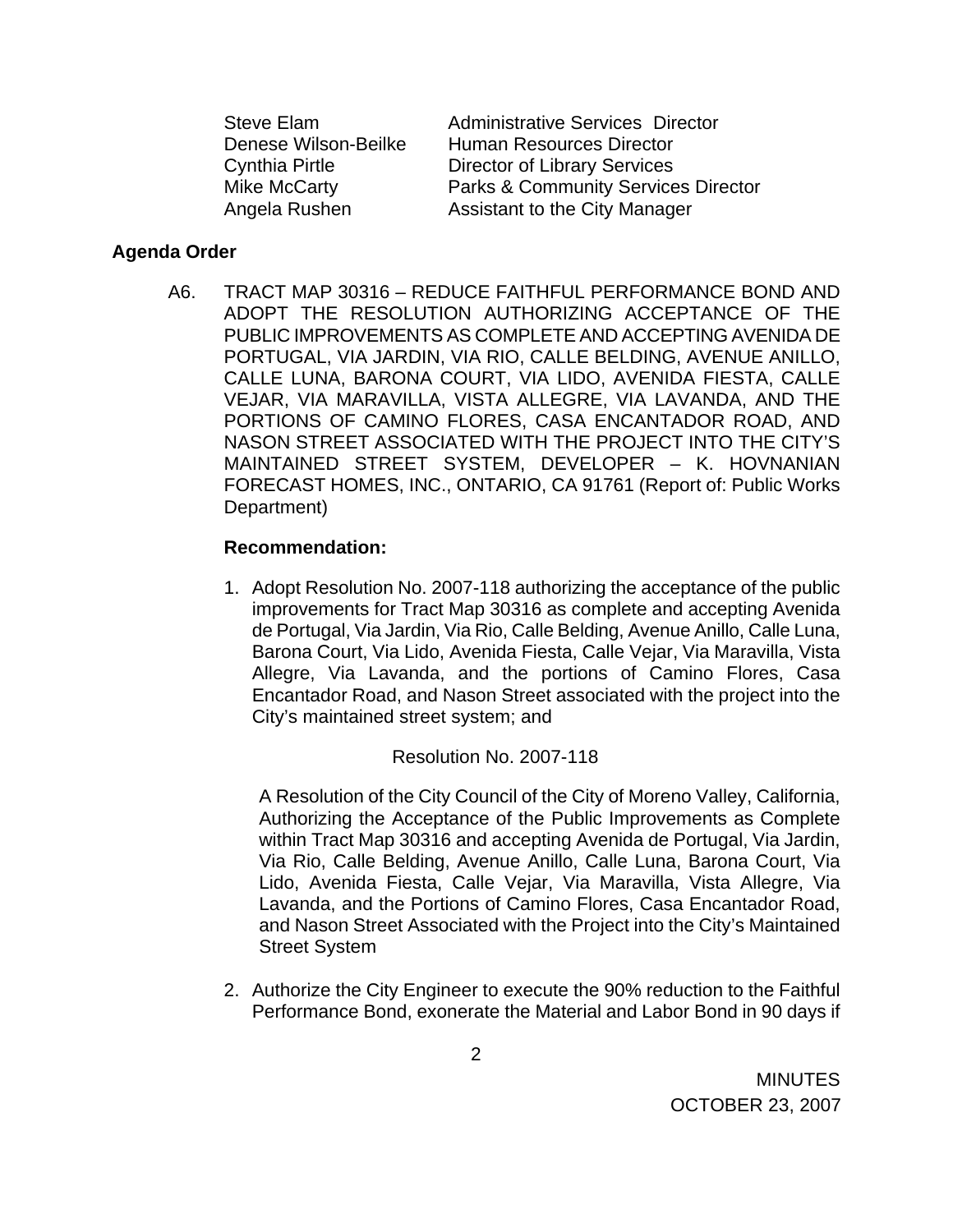| | |
|---|---|
| Steve Elam | Administrative Services Director |
| Denese Wilson-Beilke | Human Resources Director |
| Cynthia Pirtle | Director of Library Services |
| Mike McCarty | Parks & Community Services Director |
| Angela Rushen | Assistant to the City Manager |

**Agenda Order**

A6. TRACT MAP 30316 – REDUCE FAITHFUL PERFORMANCE BOND AND ADOPT THE RESOLUTION AUTHORIZING ACCEPTANCE OF THE PUBLIC IMPROVEMENTS AS COMPLETE AND ACCEPTING AVENIDA DE PORTUGAL, VIA JARDIN, VIA RIO, CALLE BELDING, AVENUE ANILLO, CALLE LUNA, BARONA COURT, VIA LIDO, AVENIDA FIESTA, CALLE VEJAR, VIA MARAVILLA, VISTA ALLEGRE, VIA LAVANDA, AND THE PORTIONS OF CAMINO FLORES, CASA ENCANTADOR ROAD, AND NASON STREET ASSOCIATED WITH THE PROJECT INTO THE CITY'S MAINTAINED STREET SYSTEM, DEVELOPER – K. HOVNANIAN FORECAST HOMES, INC., ONTARIO, CA 91761 (Report of: Public Works Department)

**Recommendation:**

1. Adopt Resolution No. 2007-118 authorizing the acceptance of the public improvements for Tract Map 30316 as complete and accepting Avenida de Portugal, Via Jardin, Via Rio, Calle Belding, Avenue Anillo, Calle Luna, Barona Court, Via Lido, Avenida Fiesta, Calle Vejar, Via Maravilla, Vista Allegre, Via Lavanda, and the portions of Camino Flores, Casa Encantador Road, and Nason Street associated with the project into the City's maintained street system; and

   Resolution No. 2007-118

   A Resolution of the City Council of the City of Moreno Valley, California, Authorizing the Acceptance of the Public Improvements as Complete within Tract Map 30316 and accepting Avenida de Portugal, Via Jardin, Via Rio, Calle Belding, Avenue Anillo, Calle Luna, Barona Court, Via Lido, Avenida Fiesta, Calle Vejar, Via Maravilla, Vista Allegre, Via Lavanda, and the Portions of Camino Flores, Casa Encantador Road, and Nason Street Associated with the Project into the City's Maintained Street System

2. Authorize the City Engineer to execute the 90% reduction to the Faithful Performance Bond, exonerate the Material and Labor Bond in 90 days if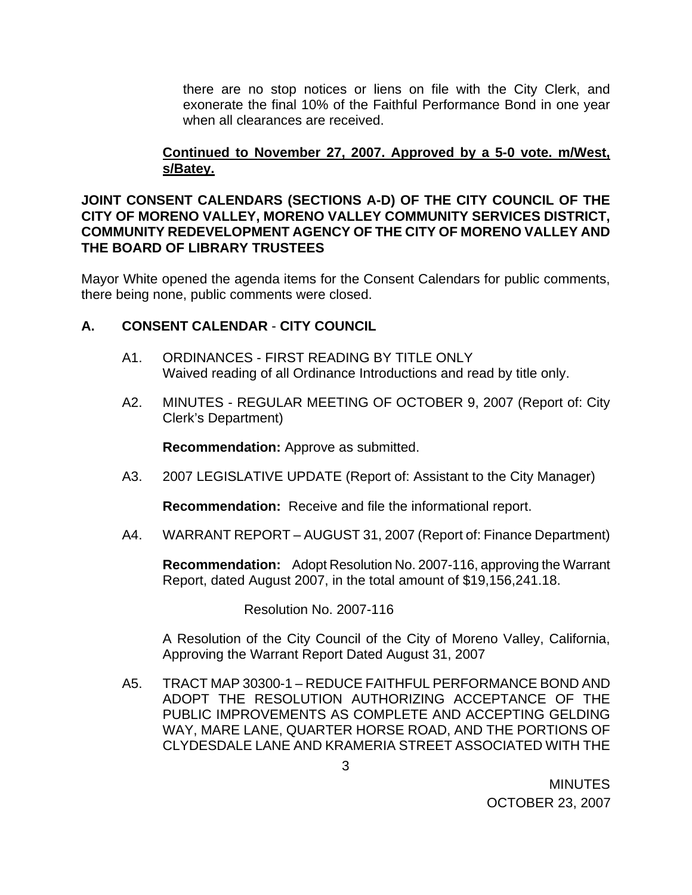there are no stop notices or liens on file with the City Clerk, and exonerate the final 10% of the Faithful Performance Bond in one year when all clearances are received.

**Continued to November 27, 2007. Approved by a 5-0 vote. m/West, s/Batey.**

**JOINT CONSENT CALENDARS (SECTIONS A-D) OF THE CITY COUNCIL OF THE CITY OF MORENO VALLEY, MORENO VALLEY COMMUNITY SERVICES DISTRICT, COMMUNITY REDEVELOPMENT AGENCY OF THE CITY OF MORENO VALLEY AND THE BOARD OF LIBRARY TRUSTEES**

Mayor White opened the agenda items for the Consent Calendars for public comments, there being none, public comments were closed.

**A. CONSENT CALENDAR - CITY COUNCIL**

A1. ORDINANCES - FIRST READING BY TITLE ONLY
Waived reading of all Ordinance Introductions and read by title only.

A2. MINUTES - REGULAR MEETING OF OCTOBER 9, 2007 (Report of: City Clerk's Department)

**Recommendation:** Approve as submitted.

A3. 2007 LEGISLATIVE UPDATE (Report of: Assistant to the City Manager)

**Recommendation:** Receive and file the informational report.

A4. WARRANT REPORT – AUGUST 31, 2007 (Report of: Finance Department)

**Recommendation:** Adopt Resolution No. 2007-116, approving the Warrant Report, dated August 2007, in the total amount of $19,156,241.18.

Resolution No. 2007-116

A Resolution of the City Council of the City of Moreno Valley, California, Approving the Warrant Report Dated August 31, 2007

A5. TRACT MAP 30300-1 – REDUCE FAITHFUL PERFORMANCE BOND AND ADOPT THE RESOLUTION AUTHORIZING ACCEPTANCE OF THE PUBLIC IMPROVEMENTS AS COMPLETE AND ACCEPTING GELDING WAY, MARE LANE, QUARTER HORSE ROAD, AND THE PORTIONS OF CLYDESDALE LANE AND KRAMERIA STREET ASSOCIATED WITH THE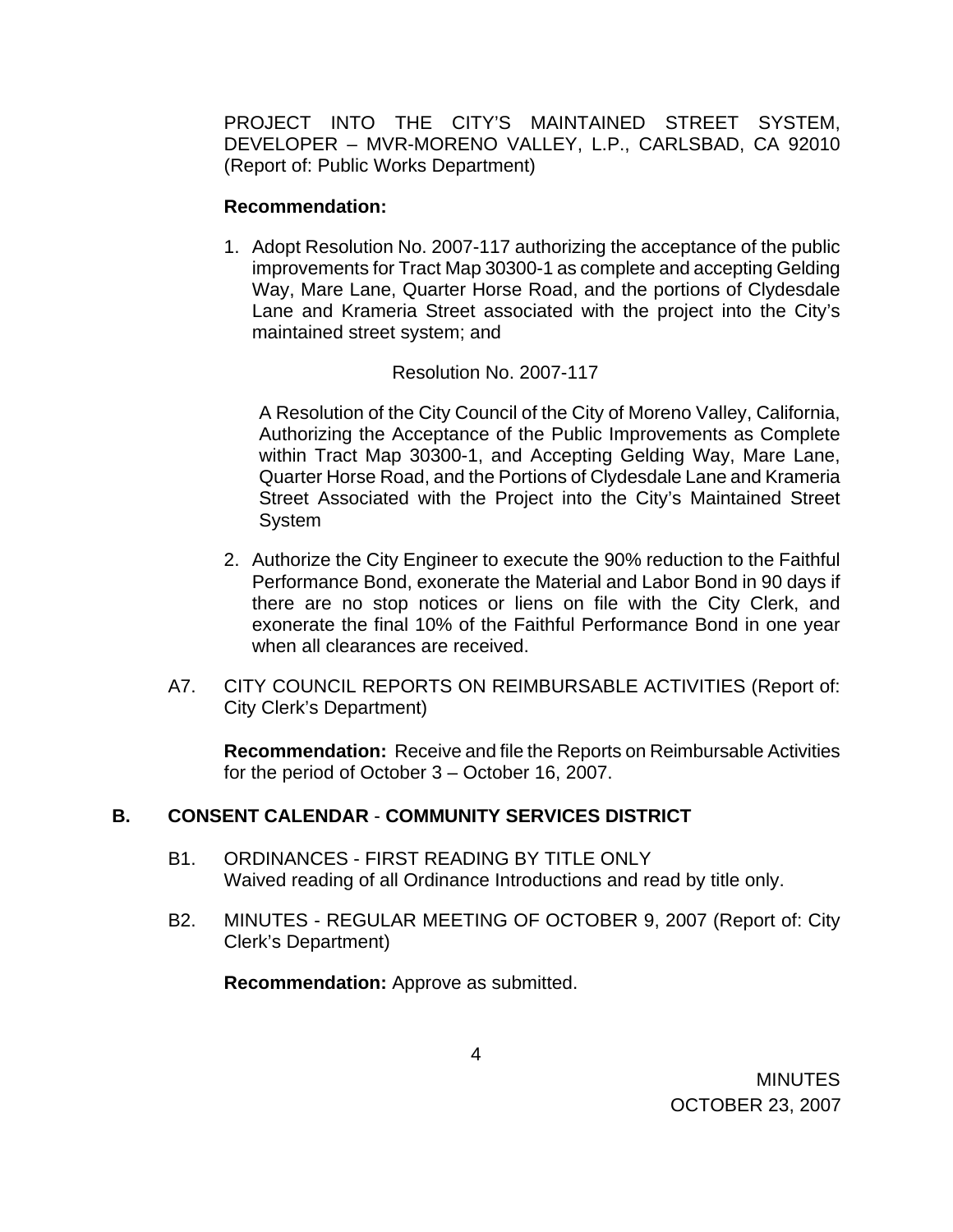PROJECT INTO THE CITY'S MAINTAINED STREET SYSTEM, DEVELOPER – MVR-MORENO VALLEY, L.P., CARLSBAD, CA 92010 (Report of: Public Works Department)

**Recommendation:**

1. Adopt Resolution No. 2007-117 authorizing the acceptance of the public improvements for Tract Map 30300-1 as complete and accepting Gelding Way, Mare Lane, Quarter Horse Road, and the portions of Clydesdale Lane and Krameria Street associated with the project into the City's maintained street system; and

   Resolution No. 2007-117

   A Resolution of the City Council of the City of Moreno Valley, California, Authorizing the Acceptance of the Public Improvements as Complete within Tract Map 30300-1, and Accepting Gelding Way, Mare Lane, Quarter Horse Road, and the Portions of Clydesdale Lane and Krameria Street Associated with the Project into the City's Maintained Street System

2. Authorize the City Engineer to execute the 90% reduction to the Faithful Performance Bond, exonerate the Material and Labor Bond in 90 days if there are no stop notices or liens on file with the City Clerk, and exonerate the final 10% of the Faithful Performance Bond in one year when all clearances are received.

A7. CITY COUNCIL REPORTS ON REIMBURSABLE ACTIVITIES (Report of: City Clerk's Department)

**Recommendation:** Receive and file the Reports on Reimbursable Activities for the period of October 3 – October 16, 2007.

## B. CONSENT CALENDAR - COMMUNITY SERVICES DISTRICT

B1. ORDINANCES - FIRST READING BY TITLE ONLY
Waived reading of all Ordinance Introductions and read by title only.

B2. MINUTES - REGULAR MEETING OF OCTOBER 9, 2007 (Report of: City Clerk's Department)

**Recommendation:** Approve as submitted.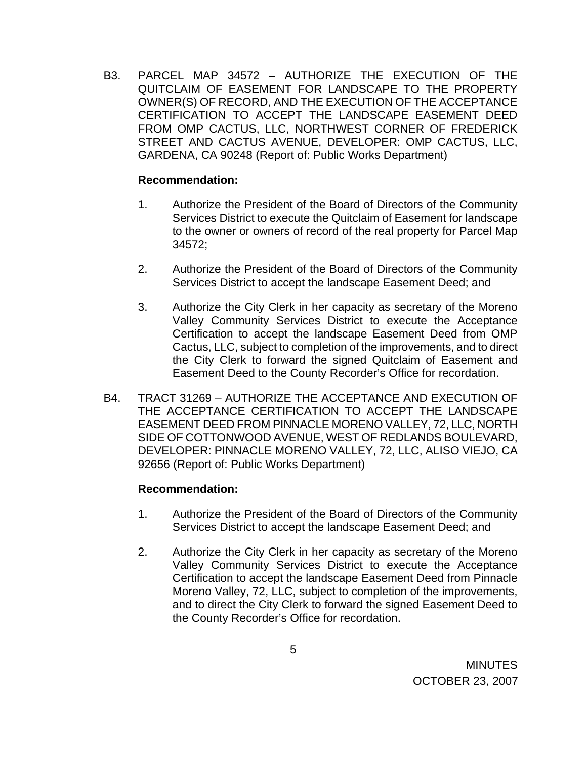B3. PARCEL MAP 34572 – AUTHORIZE THE EXECUTION OF THE QUITCLAIM OF EASEMENT FOR LANDSCAPE TO THE PROPERTY OWNER(S) OF RECORD, AND THE EXECUTION OF THE ACCEPTANCE CERTIFICATION TO ACCEPT THE LANDSCAPE EASEMENT DEED FROM OMP CACTUS, LLC, NORTHWEST CORNER OF FREDERICK STREET AND CACTUS AVENUE, DEVELOPER: OMP CACTUS, LLC, GARDENA, CA 90248 (Report of: Public Works Department)

**Recommendation:**

1. Authorize the President of the Board of Directors of the Community Services District to execute the Quitclaim of Easement for landscape to the owner or owners of record of the real property for Parcel Map 34572;

2. Authorize the President of the Board of Directors of the Community Services District to accept the landscape Easement Deed; and

3. Authorize the City Clerk in her capacity as secretary of the Moreno Valley Community Services District to execute the Acceptance Certification to accept the landscape Easement Deed from OMP Cactus, LLC, subject to completion of the improvements, and to direct the City Clerk to forward the signed Quitclaim of Easement and Easement Deed to the County Recorder's Office for recordation.

B4. TRACT 31269 – AUTHORIZE THE ACCEPTANCE AND EXECUTION OF THE ACCEPTANCE CERTIFICATION TO ACCEPT THE LANDSCAPE EASEMENT DEED FROM PINNACLE MORENO VALLEY, 72, LLC, NORTH SIDE OF COTTONWOOD AVENUE, WEST OF REDLANDS BOULEVARD, DEVELOPER: PINNACLE MORENO VALLEY, 72, LLC, ALISO VIEJO, CA 92656 (Report of: Public Works Department)

**Recommendation:**

1. Authorize the President of the Board of Directors of the Community Services District to accept the landscape Easement Deed; and

2. Authorize the City Clerk in her capacity as secretary of the Moreno Valley Community Services District to execute the Acceptance Certification to accept the landscape Easement Deed from Pinnacle Moreno Valley, 72, LLC, subject to completion of the improvements, and to direct the City Clerk to forward the signed Easement Deed to the County Recorder's Office for recordation.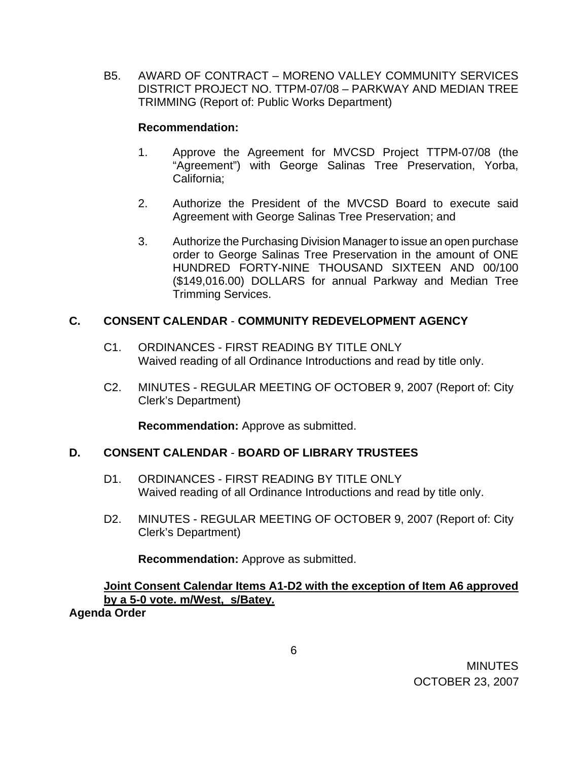B5. AWARD OF CONTRACT – MORENO VALLEY COMMUNITY SERVICES DISTRICT PROJECT NO. TTPM-07/08 – PARKWAY AND MEDIAN TREE TRIMMING (Report of: Public Works Department)

**Recommendation:**

1. Approve the Agreement for MVCSD Project TTPM-07/08 (the "Agreement") with George Salinas Tree Preservation, Yorba, California;

2. Authorize the President of the MVCSD Board to execute said Agreement with George Salinas Tree Preservation; and

3. Authorize the Purchasing Division Manager to issue an open purchase order to George Salinas Tree Preservation in the amount of ONE HUNDRED FORTY-NINE THOUSAND SIXTEEN AND 00/100 ($149,016.00) DOLLARS for annual Parkway and Median Tree Trimming Services.

## C. CONSENT CALENDAR - COMMUNITY REDEVELOPMENT AGENCY

C1. ORDINANCES - FIRST READING BY TITLE ONLY
Waived reading of all Ordinance Introductions and read by title only.

C2. MINUTES - REGULAR MEETING OF OCTOBER 9, 2007 (Report of: City Clerk's Department)

**Recommendation:** Approve as submitted.

## D. CONSENT CALENDAR - BOARD OF LIBRARY TRUSTEES

D1. ORDINANCES - FIRST READING BY TITLE ONLY
Waived reading of all Ordinance Introductions and read by title only.

D2. MINUTES - REGULAR MEETING OF OCTOBER 9, 2007 (Report of: City Clerk's Department)

**Recommendation:** Approve as submitted.

**Joint Consent Calendar Items A1-D2 with the exception of Item A6 approved by a 5-0 vote. m/West, s/Batey.**

**Agenda Order**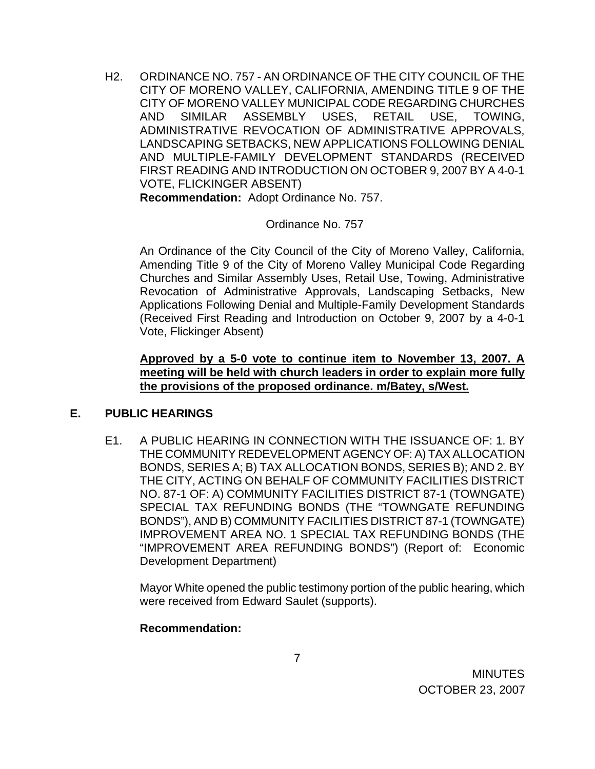H2. ORDINANCE NO. 757 - AN ORDINANCE OF THE CITY COUNCIL OF THE CITY OF MORENO VALLEY, CALIFORNIA, AMENDING TITLE 9 OF THE CITY OF MORENO VALLEY MUNICIPAL CODE REGARDING CHURCHES AND SIMILAR ASSEMBLY USES, RETAIL USE, TOWING, ADMINISTRATIVE REVOCATION OF ADMINISTRATIVE APPROVALS, LANDSCAPING SETBACKS, NEW APPLICATIONS FOLLOWING DENIAL AND MULTIPLE-FAMILY DEVELOPMENT STANDARDS (RECEIVED FIRST READING AND INTRODUCTION ON OCTOBER 9, 2007 BY A 4-0-1 VOTE, FLICKINGER ABSENT)

**Recommendation:** Adopt Ordinance No. 757.

Ordinance No. 757

An Ordinance of the City Council of the City of Moreno Valley, California, Amending Title 9 of the City of Moreno Valley Municipal Code Regarding Churches and Similar Assembly Uses, Retail Use, Towing, Administrative Revocation of Administrative Approvals, Landscaping Setbacks, New Applications Following Denial and Multiple-Family Development Standards (Received First Reading and Introduction on October 9, 2007 by a 4-0-1 Vote, Flickinger Absent)

**Approved by a 5-0 vote to continue item to November 13, 2007. A meeting will be held with church leaders in order to explain more fully the provisions of the proposed ordinance. m/Batey, s/West.**

## E. PUBLIC HEARINGS

E1. A PUBLIC HEARING IN CONNECTION WITH THE ISSUANCE OF: 1. BY THE COMMUNITY REDEVELOPMENT AGENCY OF: A) TAX ALLOCATION BONDS, SERIES A; B) TAX ALLOCATION BONDS, SERIES B); AND 2. BY THE CITY, ACTING ON BEHALF OF COMMUNITY FACILITIES DISTRICT NO. 87-1 OF: A) COMMUNITY FACILITIES DISTRICT 87-1 (TOWNGATE) SPECIAL TAX REFUNDING BONDS (THE "TOWNGATE REFUNDING BONDS"), AND B) COMMUNITY FACILITIES DISTRICT 87-1 (TOWNGATE) IMPROVEMENT AREA NO. 1 SPECIAL TAX REFUNDING BONDS (THE "IMPROVEMENT AREA REFUNDING BONDS") (Report of: Economic Development Department)

Mayor White opened the public testimony portion of the public hearing, which were received from Edward Saulet (supports).

**Recommendation:**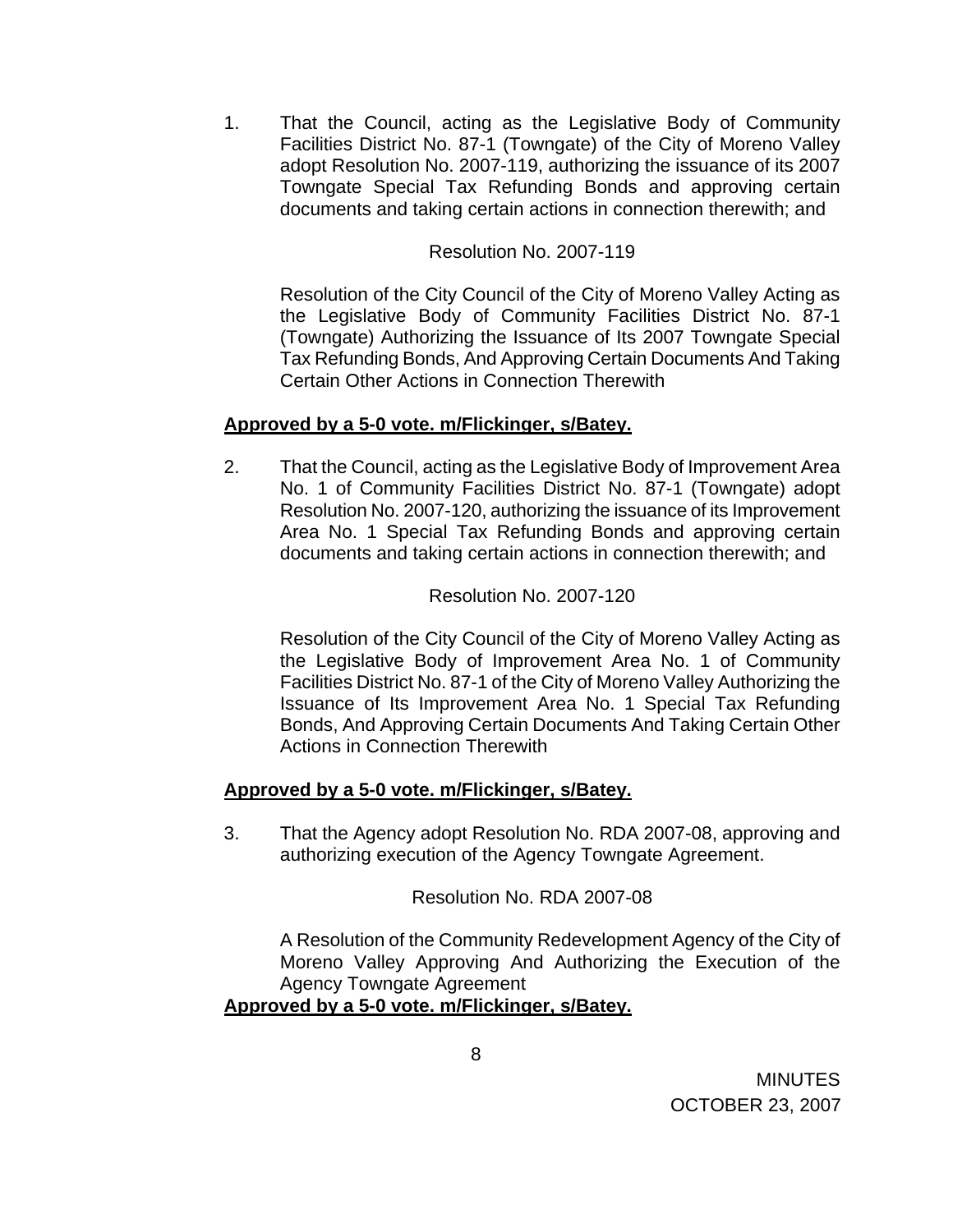1. That the Council, acting as the Legislative Body of Community Facilities District No. 87-1 (Towngate) of the City of Moreno Valley adopt Resolution No. 2007-119, authorizing the issuance of its 2007 Towngate Special Tax Refunding Bonds and approving certain documents and taking certain actions in connection therewith; and

   Resolution No. 2007-119

   Resolution of the City Council of the City of Moreno Valley Acting as the Legislative Body of Community Facilities District No. 87-1 (Towngate) Authorizing the Issuance of Its 2007 Towngate Special Tax Refunding Bonds, And Approving Certain Documents And Taking Certain Other Actions in Connection Therewith

**Approved by a 5-0 vote. m/Flickinger, s/Batey.**

2. That the Council, acting as the Legislative Body of Improvement Area No. 1 of Community Facilities District No. 87-1 (Towngate) adopt Resolution No. 2007-120, authorizing the issuance of its Improvement Area No. 1 Special Tax Refunding Bonds and approving certain documents and taking certain actions in connection therewith; and

   Resolution No. 2007-120

   Resolution of the City Council of the City of Moreno Valley Acting as the Legislative Body of Improvement Area No. 1 of Community Facilities District No. 87-1 of the City of Moreno Valley Authorizing the Issuance of Its Improvement Area No. 1 Special Tax Refunding Bonds, And Approving Certain Documents And Taking Certain Other Actions in Connection Therewith

**Approved by a 5-0 vote. m/Flickinger, s/Batey.**

3. That the Agency adopt Resolution No. RDA 2007-08, approving and authorizing execution of the Agency Towngate Agreement.

   Resolution No. RDA 2007-08

   A Resolution of the Community Redevelopment Agency of the City of Moreno Valley Approving And Authorizing the Execution of the Agency Towngate Agreement

**Approved by a 5-0 vote. m/Flickinger, s/Batey.**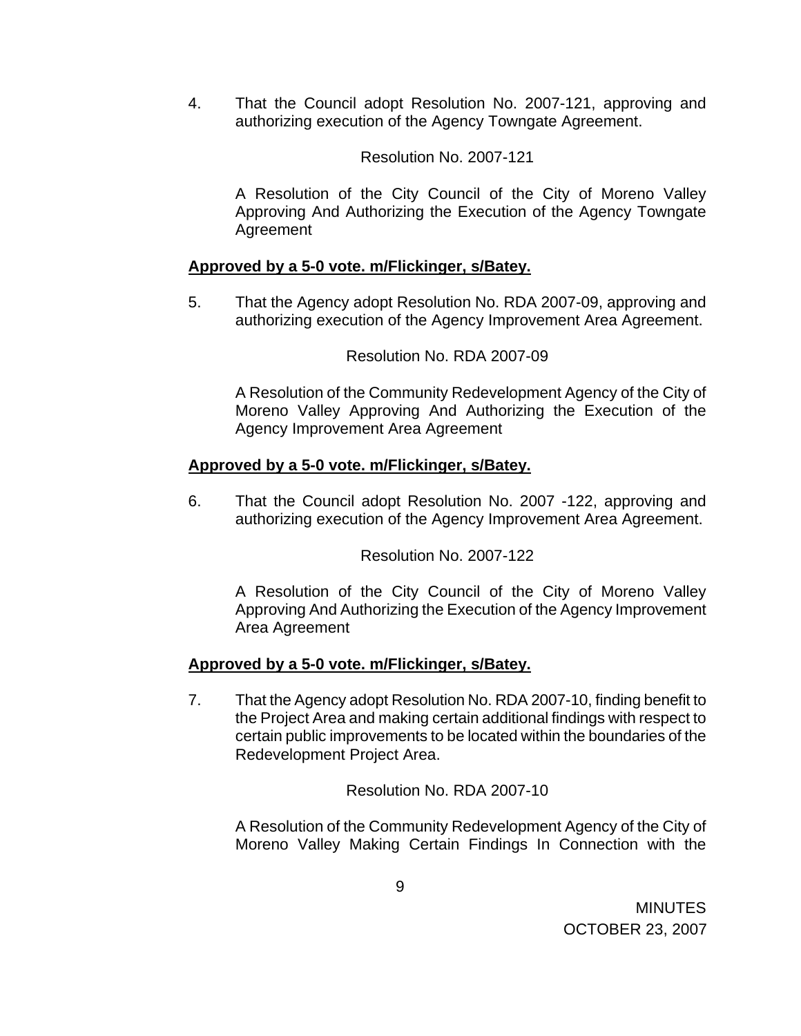4. That the Council adopt Resolution No. 2007-121, approving and authorizing execution of the Agency Towngate Agreement.

   Resolution No. 2007-121

   A Resolution of the City Council of the City of Moreno Valley Approving And Authorizing the Execution of the Agency Towngate Agreement

**Approved by a 5-0 vote. m/Flickinger, s/Batey.**

5. That the Agency adopt Resolution No. RDA 2007-09, approving and authorizing execution of the Agency Improvement Area Agreement.

   Resolution No. RDA 2007-09

   A Resolution of the Community Redevelopment Agency of the City of Moreno Valley Approving And Authorizing the Execution of the Agency Improvement Area Agreement

**Approved by a 5-0 vote. m/Flickinger, s/Batey.**

6. That the Council adopt Resolution No. 2007 -122, approving and authorizing execution of the Agency Improvement Area Agreement.

   Resolution No. 2007-122

   A Resolution of the City Council of the City of Moreno Valley Approving And Authorizing the Execution of the Agency Improvement Area Agreement

**Approved by a 5-0 vote. m/Flickinger, s/Batey.**

7. That the Agency adopt Resolution No. RDA 2007-10, finding benefit to the Project Area and making certain additional findings with respect to certain public improvements to be located within the boundaries of the Redevelopment Project Area.

   Resolution No. RDA 2007-10

   A Resolution of the Community Redevelopment Agency of the City of Moreno Valley Making Certain Findings In Connection with the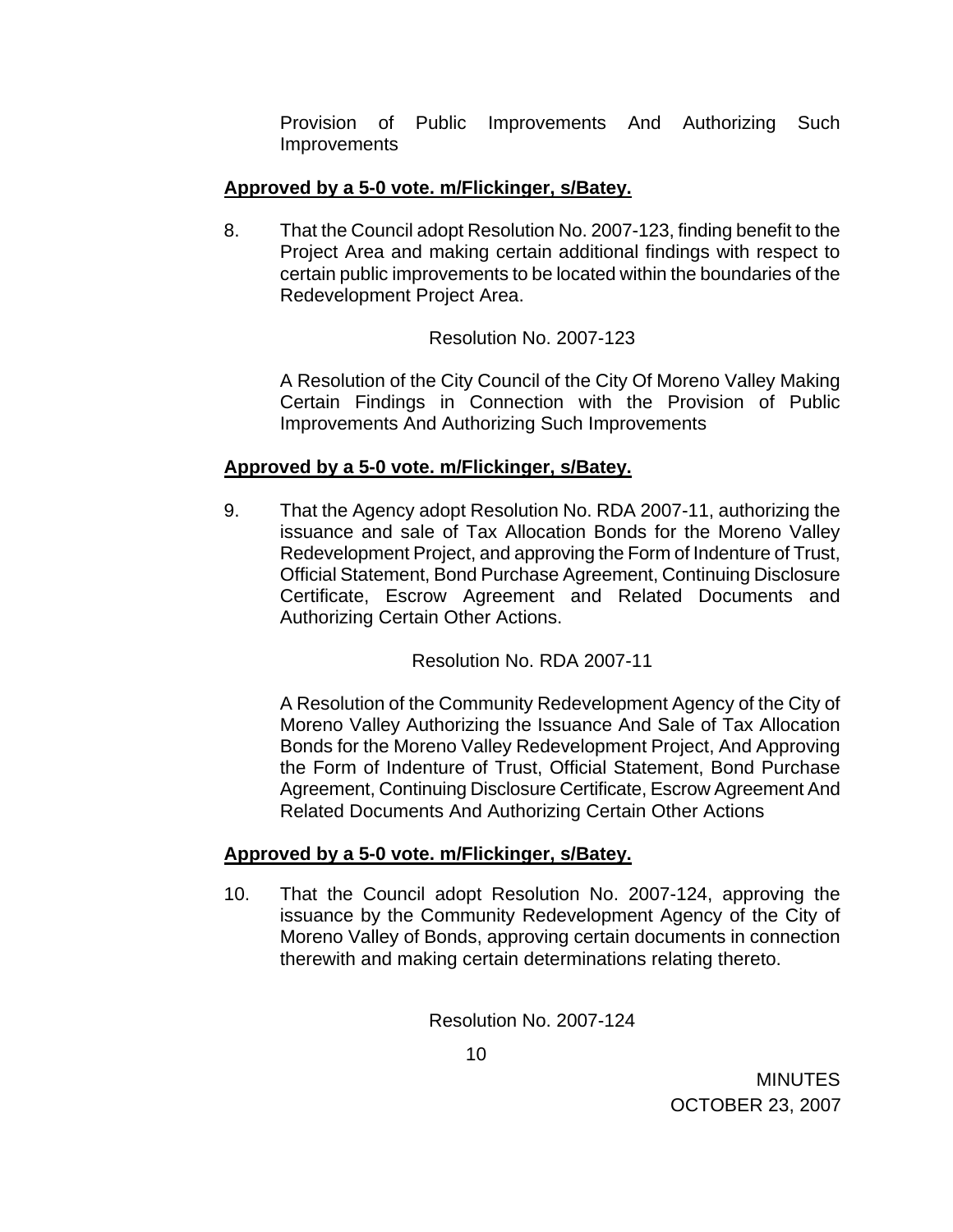Provision of Public Improvements And Authorizing Such Improvements

**<u>Approved by a 5-0 vote. m/Flickinger, s/Batey.</u>**

8. That the Council adopt Resolution No. 2007-123, finding benefit to the Project Area and making certain additional findings with respect to certain public improvements to be located within the boundaries of the Redevelopment Project Area.

   Resolution No. 2007-123

   A Resolution of the City Council of the City Of Moreno Valley Making Certain Findings in Connection with the Provision of Public Improvements And Authorizing Such Improvements

**<u>Approved by a 5-0 vote. m/Flickinger, s/Batey.</u>**

9. That the Agency adopt Resolution No. RDA 2007-11, authorizing the issuance and sale of Tax Allocation Bonds for the Moreno Valley Redevelopment Project, and approving the Form of Indenture of Trust, Official Statement, Bond Purchase Agreement, Continuing Disclosure Certificate, Escrow Agreement and Related Documents and Authorizing Certain Other Actions.

   Resolution No. RDA 2007-11

   A Resolution of the Community Redevelopment Agency of the City of Moreno Valley Authorizing the Issuance And Sale of Tax Allocation Bonds for the Moreno Valley Redevelopment Project, And Approving the Form of Indenture of Trust, Official Statement, Bond Purchase Agreement, Continuing Disclosure Certificate, Escrow Agreement And Related Documents And Authorizing Certain Other Actions

**<u>Approved by a 5-0 vote. m/Flickinger, s/Batey.</u>**

10. That the Council adopt Resolution No. 2007-124, approving the issuance by the Community Redevelopment Agency of the City of Moreno Valley of Bonds, approving certain documents in connection therewith and making certain determinations relating thereto.

   Resolution No. 2007-124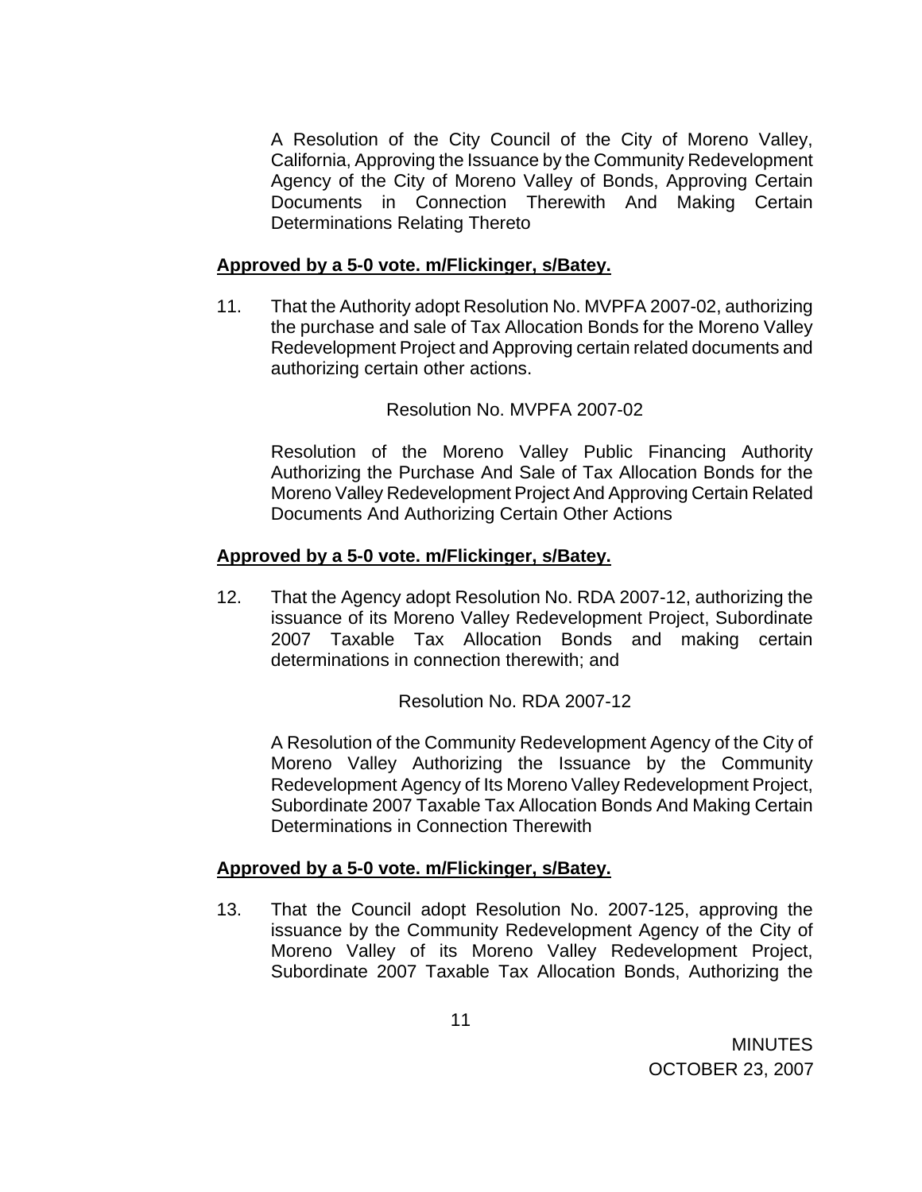A Resolution of the City Council of the City of Moreno Valley, California, Approving the Issuance by the Community Redevelopment Agency of the City of Moreno Valley of Bonds, Approving Certain Documents in Connection Therewith And Making Certain Determinations Relating Thereto

**Approved by a 5-0 vote. m/Flickinger, s/Batey.**

11. That the Authority adopt Resolution No. MVPFA 2007-02, authorizing the purchase and sale of Tax Allocation Bonds for the Moreno Valley Redevelopment Project and Approving certain related documents and authorizing certain other actions.

    Resolution No. MVPFA 2007-02

    Resolution of the Moreno Valley Public Financing Authority Authorizing the Purchase And Sale of Tax Allocation Bonds for the Moreno Valley Redevelopment Project And Approving Certain Related Documents And Authorizing Certain Other Actions

**Approved by a 5-0 vote. m/Flickinger, s/Batey.**

12. That the Agency adopt Resolution No. RDA 2007-12, authorizing the issuance of its Moreno Valley Redevelopment Project, Subordinate 2007 Taxable Tax Allocation Bonds and making certain determinations in connection therewith; and

    Resolution No. RDA 2007-12

    A Resolution of the Community Redevelopment Agency of the City of Moreno Valley Authorizing the Issuance by the Community Redevelopment Agency of Its Moreno Valley Redevelopment Project, Subordinate 2007 Taxable Tax Allocation Bonds And Making Certain Determinations in Connection Therewith

**Approved by a 5-0 vote. m/Flickinger, s/Batey.**

13. That the Council adopt Resolution No. 2007-125, approving the issuance by the Community Redevelopment Agency of the City of Moreno Valley of its Moreno Valley Redevelopment Project, Subordinate 2007 Taxable Tax Allocation Bonds, Authorizing the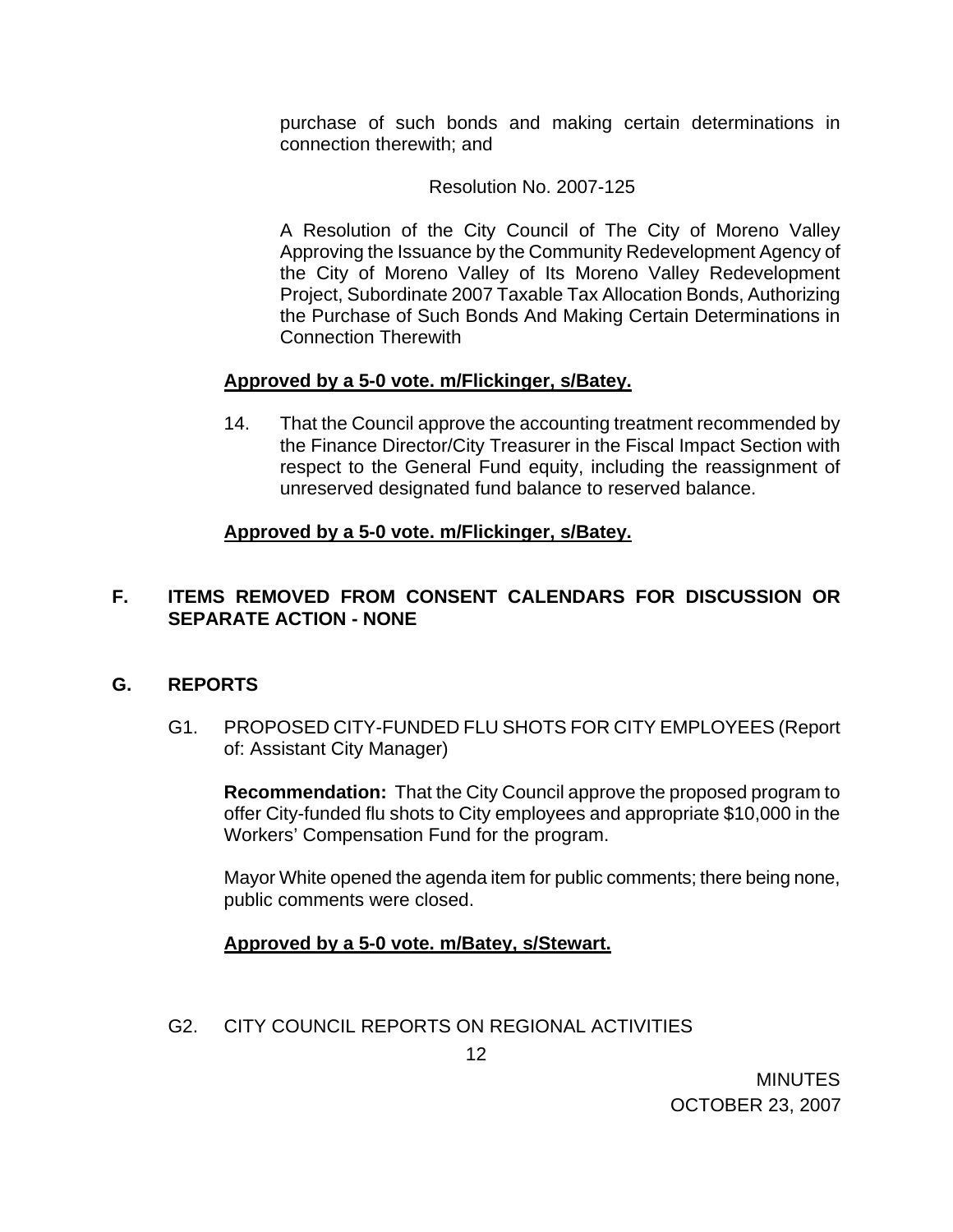purchase of such bonds and making certain determinations in connection therewith; and

Resolution No. 2007-125

A Resolution of the City Council of The City of Moreno Valley Approving the Issuance by the Community Redevelopment Agency of the City of Moreno Valley of Its Moreno Valley Redevelopment Project, Subordinate 2007 Taxable Tax Allocation Bonds, Authorizing the Purchase of Such Bonds And Making Certain Determinations in Connection Therewith

**Approved by a 5-0 vote. m/Flickinger, s/Batey.**

14. That the Council approve the accounting treatment recommended by the Finance Director/City Treasurer in the Fiscal Impact Section with respect to the General Fund equity, including the reassignment of unreserved designated fund balance to reserved balance.

**Approved by a 5-0 vote. m/Flickinger, s/Batey.**

## F. ITEMS REMOVED FROM CONSENT CALENDARS FOR DISCUSSION OR SEPARATE ACTION - NONE

## G. REPORTS

G1. PROPOSED CITY-FUNDED FLU SHOTS FOR CITY EMPLOYEES (Report of: Assistant City Manager)

**Recommendation:** That the City Council approve the proposed program to offer City-funded flu shots to City employees and appropriate $10,000 in the Workers' Compensation Fund for the program.

Mayor White opened the agenda item for public comments; there being none, public comments were closed.

**Approved by a 5-0 vote. m/Batey, s/Stewart.**

G2. CITY COUNCIL REPORTS ON REGIONAL ACTIVITIES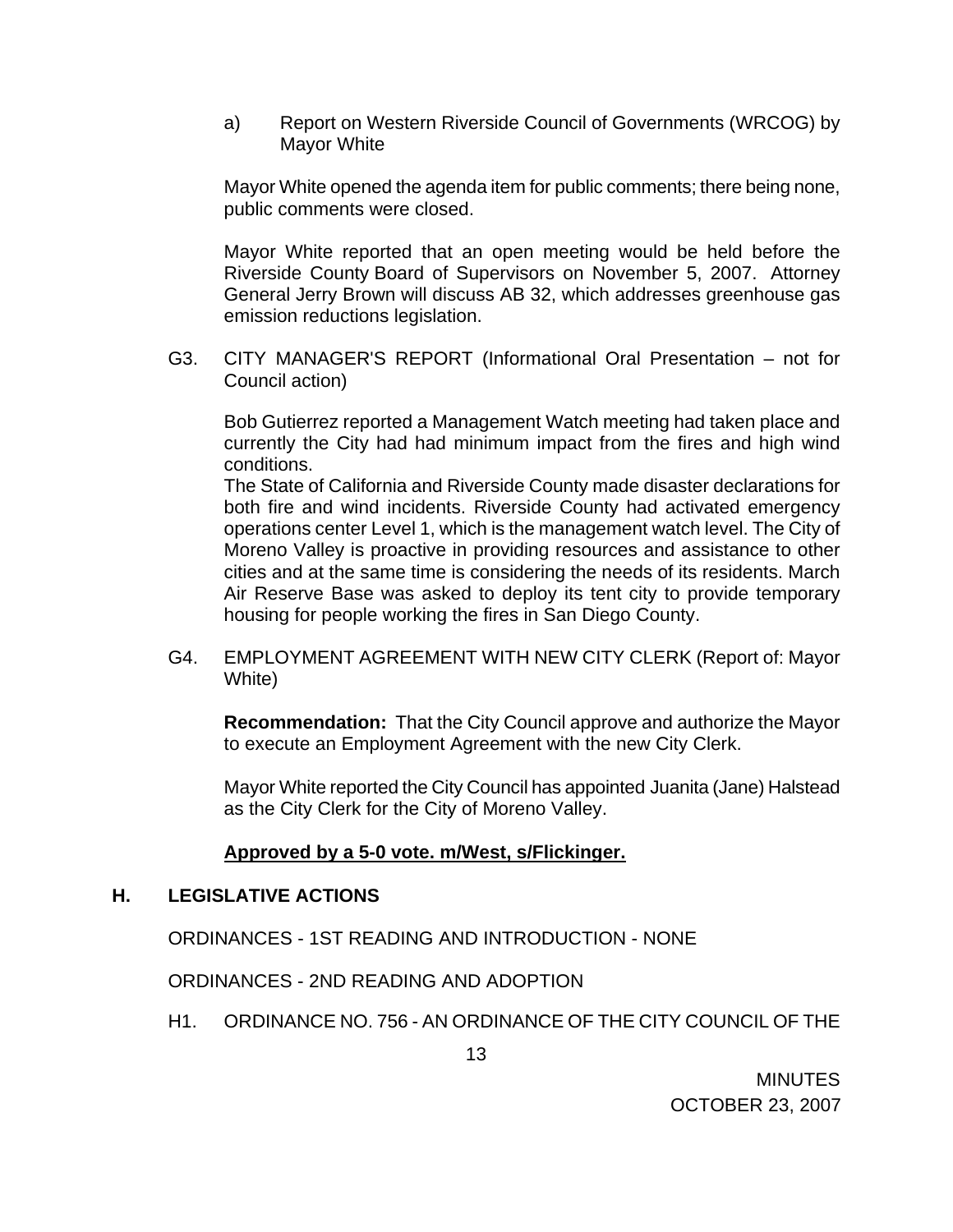a) Report on Western Riverside Council of Governments (WRCOG) by Mayor White

Mayor White opened the agenda item for public comments; there being none, public comments were closed.

Mayor White reported that an open meeting would be held before the Riverside County Board of Supervisors on November 5, 2007. Attorney General Jerry Brown will discuss AB 32, which addresses greenhouse gas emission reductions legislation.

G3. CITY MANAGER'S REPORT (Informational Oral Presentation – not for Council action)

Bob Gutierrez reported a Management Watch meeting had taken place and currently the City had had minimum impact from the fires and high wind conditions.
The State of California and Riverside County made disaster declarations for both fire and wind incidents. Riverside County had activated emergency operations center Level 1, which is the management watch level. The City of Moreno Valley is proactive in providing resources and assistance to other cities and at the same time is considering the needs of its residents. March Air Reserve Base was asked to deploy its tent city to provide temporary housing for people working the fires in San Diego County.

G4. EMPLOYMENT AGREEMENT WITH NEW CITY CLERK (Report of: Mayor White)

**Recommendation:** That the City Council approve and authorize the Mayor to execute an Employment Agreement with the new City Clerk.

Mayor White reported the City Council has appointed Juanita (Jane) Halstead as the City Clerk for the City of Moreno Valley.

**Approved by a 5-0 vote. m/West, s/Flickinger.**

## H. LEGISLATIVE ACTIONS

ORDINANCES - 1ST READING AND INTRODUCTION - NONE

ORDINANCES - 2ND READING AND ADOPTION

H1. ORDINANCE NO. 756 - AN ORDINANCE OF THE CITY COUNCIL OF THE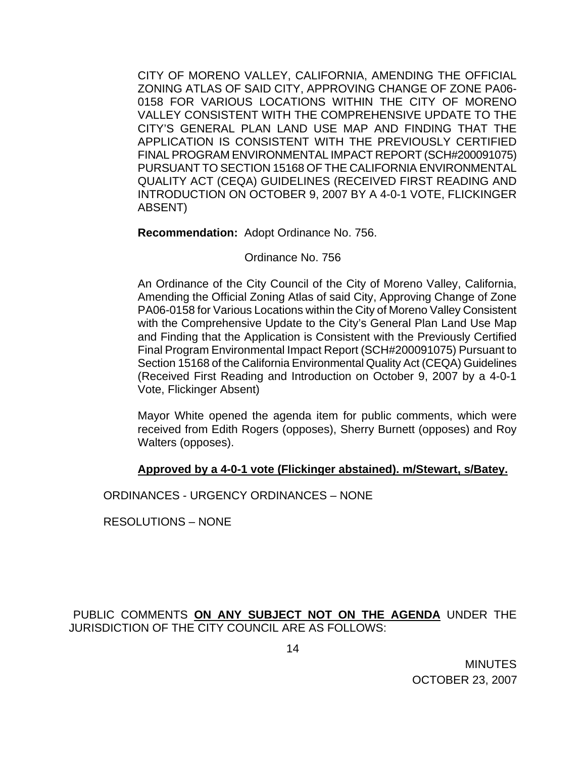CITY OF MORENO VALLEY, CALIFORNIA, AMENDING THE OFFICIAL ZONING ATLAS OF SAID CITY, APPROVING CHANGE OF ZONE PA06-0158 FOR VARIOUS LOCATIONS WITHIN THE CITY OF MORENO VALLEY CONSISTENT WITH THE COMPREHENSIVE UPDATE TO THE CITY'S GENERAL PLAN LAND USE MAP AND FINDING THAT THE APPLICATION IS CONSISTENT WITH THE PREVIOUSLY CERTIFIED FINAL PROGRAM ENVIRONMENTAL IMPACT REPORT (SCH#200091075) PURSUANT TO SECTION 15168 OF THE CALIFORNIA ENVIRONMENTAL QUALITY ACT (CEQA) GUIDELINES (RECEIVED FIRST READING AND INTRODUCTION ON OCTOBER 9, 2007 BY A 4-0-1 VOTE, FLICKINGER ABSENT)

**Recommendation:** Adopt Ordinance No. 756.

Ordinance No. 756

An Ordinance of the City Council of the City of Moreno Valley, California, Amending the Official Zoning Atlas of said City, Approving Change of Zone PA06-0158 for Various Locations within the City of Moreno Valley Consistent with the Comprehensive Update to the City's General Plan Land Use Map and Finding that the Application is Consistent with the Previously Certified Final Program Environmental Impact Report (SCH#200091075) Pursuant to Section 15168 of the California Environmental Quality Act (CEQA) Guidelines (Received First Reading and Introduction on October 9, 2007 by a 4-0-1 Vote, Flickinger Absent)

Mayor White opened the agenda item for public comments, which were received from Edith Rogers (opposes), Sherry Burnett (opposes) and Roy Walters (opposes).

**Approved by a 4-0-1 vote (Flickinger abstained). m/Stewart, s/Batey.**

ORDINANCES - URGENCY ORDINANCES – NONE

RESOLUTIONS – NONE

PUBLIC COMMENTS **ON ANY SUBJECT NOT ON THE AGENDA** UNDER THE JURISDICTION OF THE CITY COUNCIL ARE AS FOLLOWS: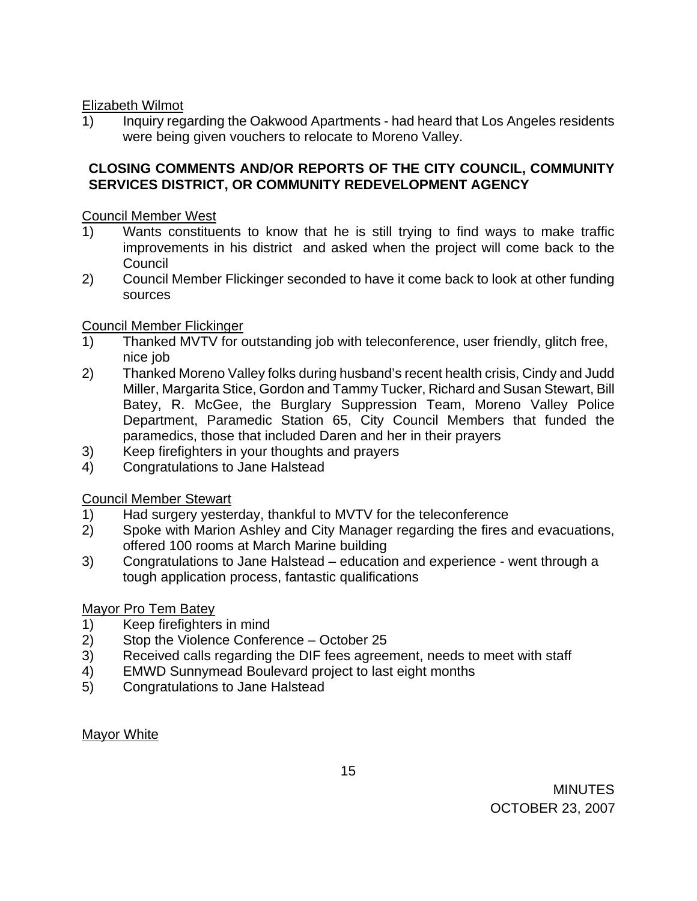Elizabeth Wilmot

1) Inquiry regarding the Oakwood Apartments - had heard that Los Angeles residents were being given vouchers to relocate to Moreno Valley.

**CLOSING COMMENTS AND/OR REPORTS OF THE CITY COUNCIL, COMMUNITY SERVICES DISTRICT, OR COMMUNITY REDEVELOPMENT AGENCY**

Council Member West

1) Wants constituents to know that he is still trying to find ways to make traffic improvements in his district and asked when the project will come back to the Council
2) Council Member Flickinger seconded to have it come back to look at other funding sources

Council Member Flickinger

1) Thanked MVTV for outstanding job with teleconference, user friendly, glitch free, nice job
2) Thanked Moreno Valley folks during husband's recent health crisis, Cindy and Judd Miller, Margarita Stice, Gordon and Tammy Tucker, Richard and Susan Stewart, Bill Batey, R. McGee, the Burglary Suppression Team, Moreno Valley Police Department, Paramedic Station 65, City Council Members that funded the paramedics, those that included Daren and her in their prayers
3) Keep firefighters in your thoughts and prayers
4) Congratulations to Jane Halstead

Council Member Stewart

1) Had surgery yesterday, thankful to MVTV for the teleconference
2) Spoke with Marion Ashley and City Manager regarding the fires and evacuations, offered 100 rooms at March Marine building
3) Congratulations to Jane Halstead – education and experience - went through a tough application process, fantastic qualifications

Mayor Pro Tem Batey

1) Keep firefighters in mind
2) Stop the Violence Conference – October 25
3) Received calls regarding the DIF fees agreement, needs to meet with staff
4) EMWD Sunnymead Boulevard project to last eight months
5) Congratulations to Jane Halstead

Mayor White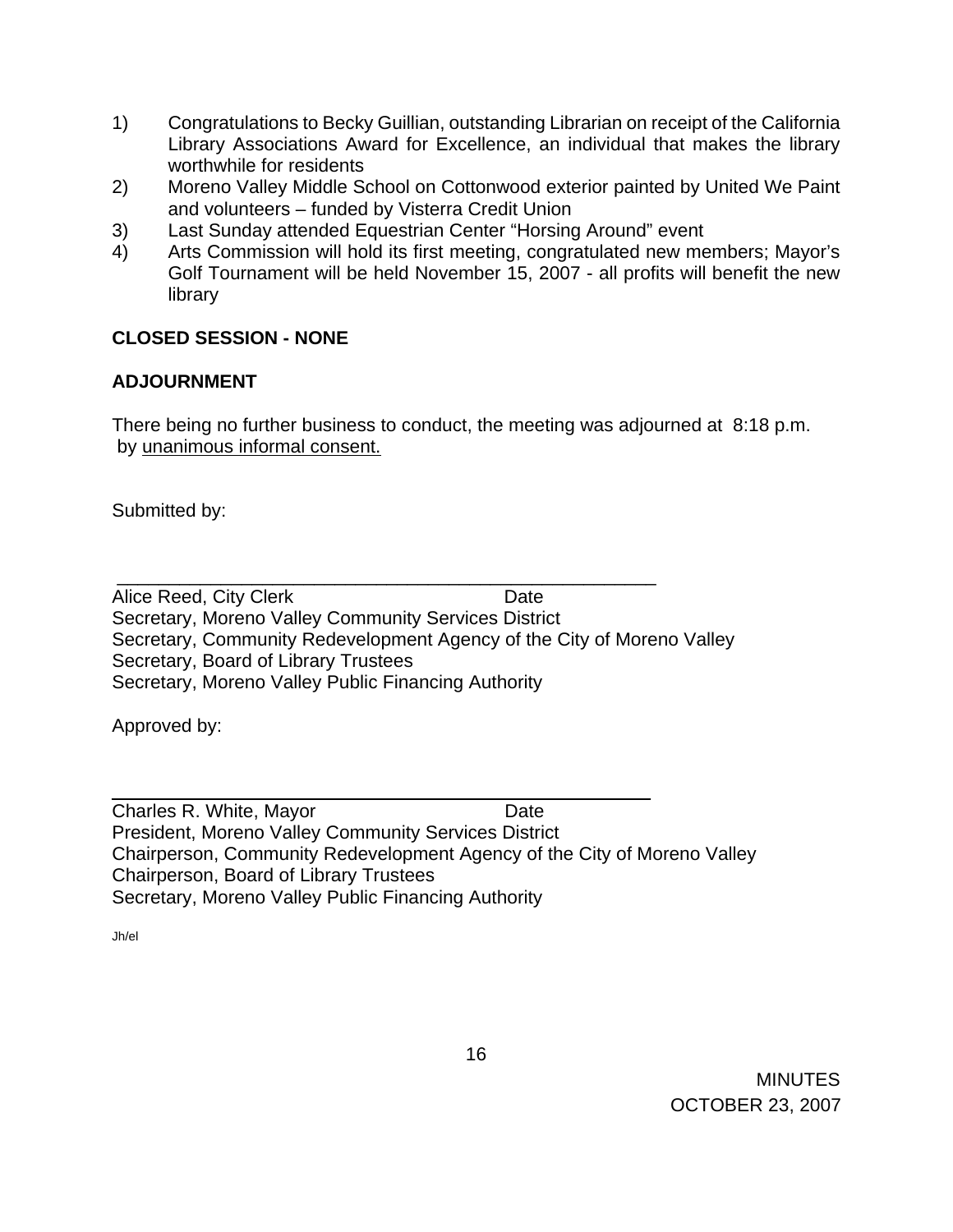1) Congratulations to Becky Guillian, outstanding Librarian on receipt of the California Library Associations Award for Excellence, an individual that makes the library worthwhile for residents
2) Moreno Valley Middle School on Cottonwood exterior painted by United We Paint and volunteers – funded by Visterra Credit Union
3) Last Sunday attended Equestrian Center "Horsing Around" event
4) Arts Commission will hold its first meeting, congratulated new members; Mayor's Golf Tournament will be held November 15, 2007 - all profits will benefit the new library

**CLOSED SESSION - NONE**

**ADJOURNMENT**

There being no further business to conduct, the meeting was adjourned at 8:18 p.m. by unanimous informal consent.

Submitted by:

\_\_\_\_\_\_\_\_\_\_\_\_\_\_\_\_\_\_\_\_\_\_\_\_\_\_\_\_\_\_\_\_\_\_\_\_\_\_\_\_\_\_\_\_\_\_\_\_\_\_\_\_

Alice Reed, City Clerk Date
Secretary, Moreno Valley Community Services District
Secretary, Community Redevelopment Agency of the City of Moreno Valley
Secretary, Board of Library Trustees
Secretary, Moreno Valley Public Financing Authority

Approved by:

\_\_\_\_\_\_\_\_\_\_\_\_\_\_\_\_\_\_\_\_\_\_\_\_\_\_\_\_\_\_\_\_\_\_\_\_\_\_\_\_\_\_\_\_\_\_\_\_\_\_\_\_

Charles R. White, Mayor Date
President, Moreno Valley Community Services District
Chairperson, Community Redevelopment Agency of the City of Moreno Valley
Chairperson, Board of Library Trustees
Secretary, Moreno Valley Public Financing Authority

Jh/el

MINUTES
OCTOBER 23, 2007